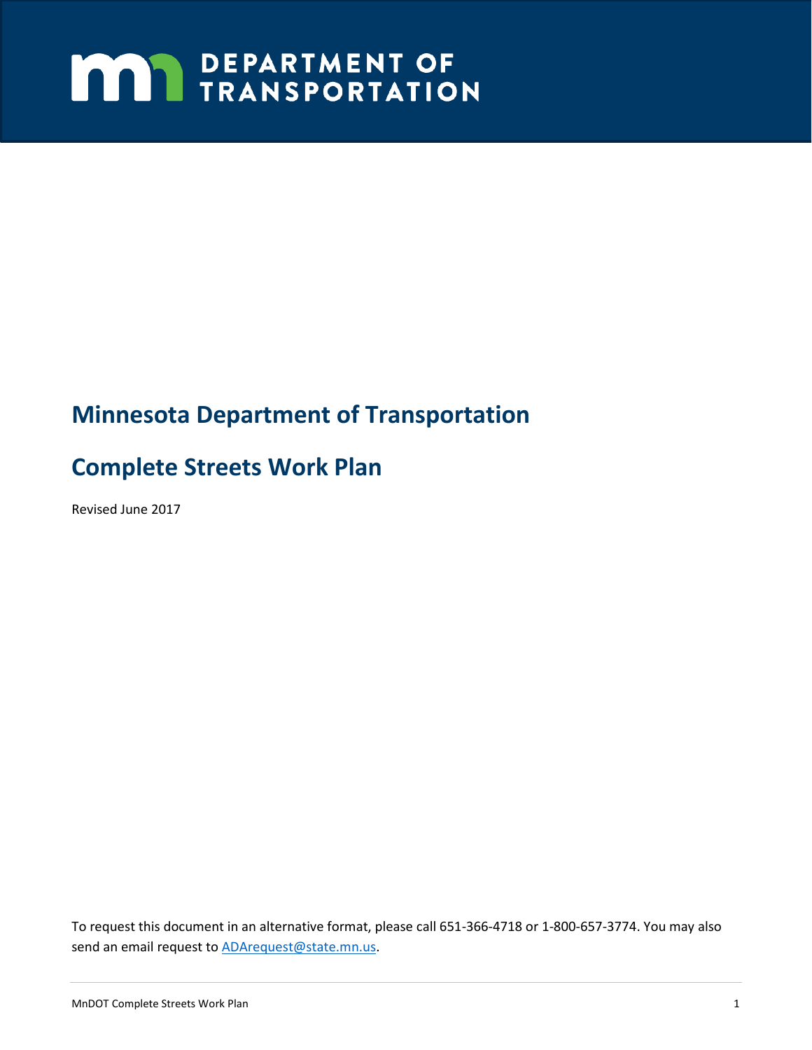# DEPARTMENT OF TRANSPORTATION

# Minnesota Department of Transportation

# Complete Streets Work Plan

Revised June 2017

To request this document in an alternative format, please call 651-366-4718 or 1-800-657-3774. You may also send an email request to ADArequest@state.mn.us.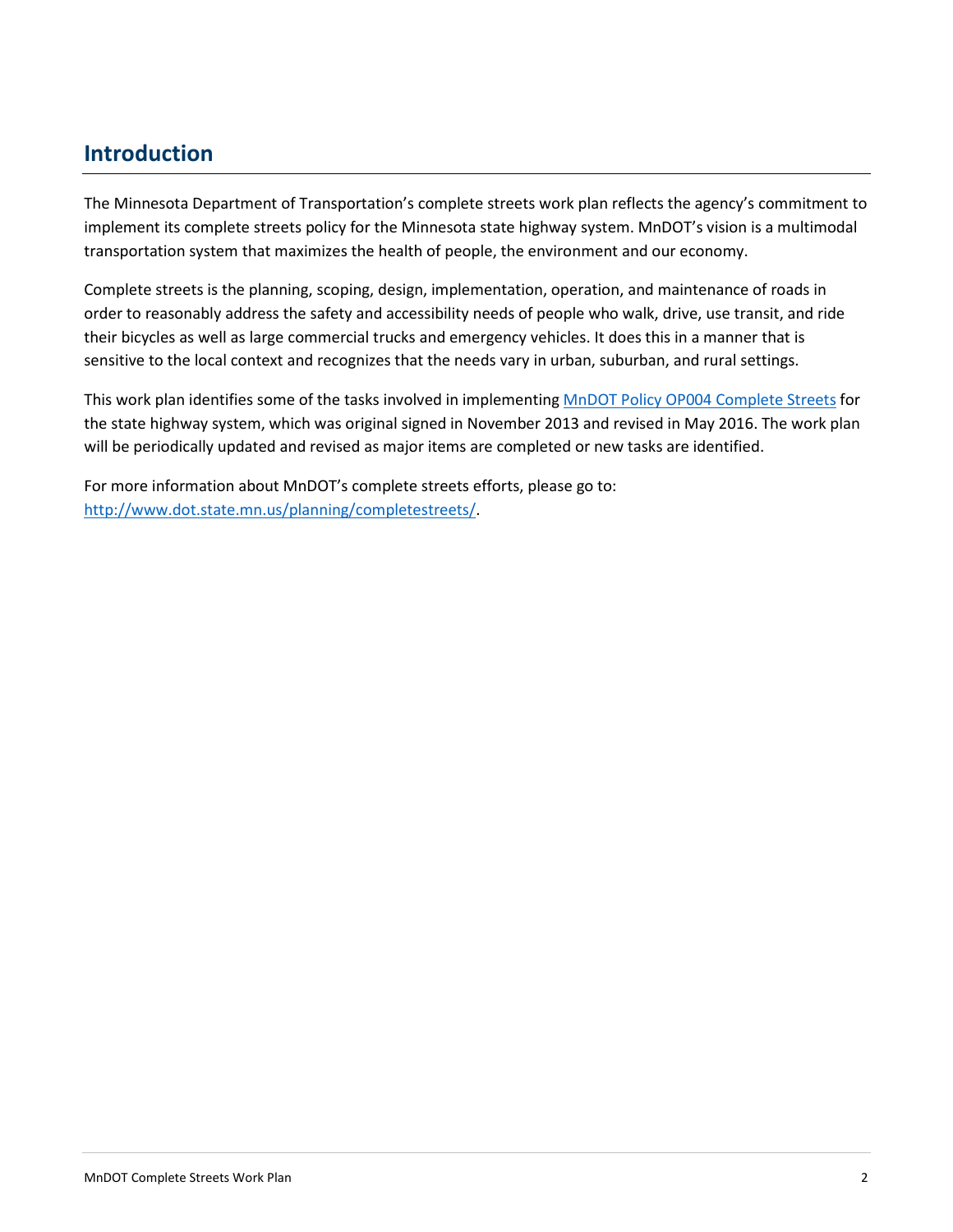## Introduction

The Minnesota Department of Transportation's complete streets work plan reflects the agency's commitment to implement its complete streets policy for the Minnesota state highway system. MnDOT's vision is a multimodal transportation system that maximizes the health of people, the environment and our economy.

Complete streets is the planning, scoping, design, implementation, operation, and maintenance of roads in order to reasonably address the safety and accessibility needs of people who walk, drive, use transit, and ride their bicycles as well as large commercial trucks and emergency vehicles. It does this in a manner that is sensitive to the local context and recognizes that the needs vary in urban, suburban, and rural settings.

This work plan identifies some of the tasks involved in implementing [MnDOT Policy OP004 Complete Streets] for the state highway system, which was original signed in November 2013 and revised in May 2016. The work plan will be periodically updated and revised as major items are completed or new tasks are identified.

For more information about MnDOT's complete streets efforts, please go to: http://www.dot.state.mn.us/planning/completestreets/.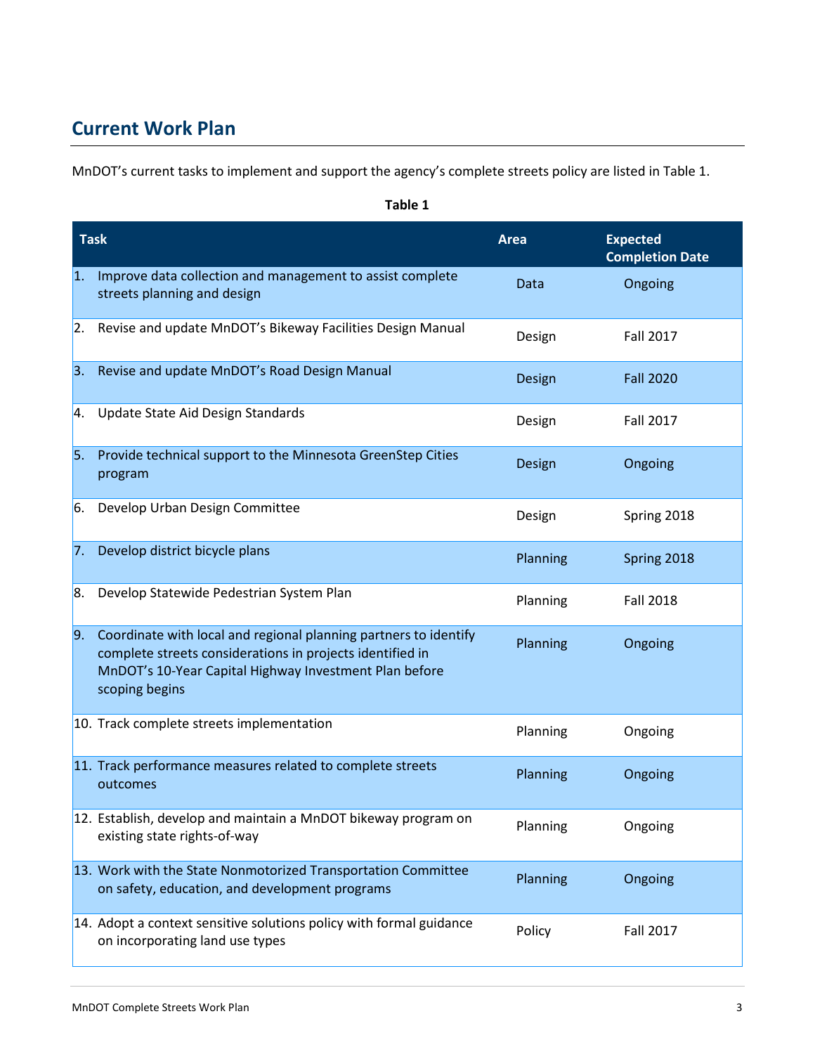## Current Work Plan

MnDOT's current tasks to implement and support the agency's complete streets policy are listed in Table 1.

**Table 1**

| Task | Area | Expected Completion Date |
|---|---|---|
| 1. Improve data collection and management to assist complete streets planning and design | Data | Ongoing |
| 2. Revise and update MnDOT's Bikeway Facilities Design Manual | Design | Fall 2017 |
| 3. Revise and update MnDOT's Road Design Manual | Design | Fall 2020 |
| 4. Update State Aid Design Standards | Design | Fall 2017 |
| 5. Provide technical support to the Minnesota GreenStep Cities program | Design | Ongoing |
| 6. Develop Urban Design Committee | Design | Spring 2018 |
| 7. Develop district bicycle plans | Planning | Spring 2018 |
| 8. Develop Statewide Pedestrian System Plan | Planning | Fall 2018 |
| 9. Coordinate with local and regional planning partners to identify complete streets considerations in projects identified in MnDOT's 10-Year Capital Highway Investment Plan before scoping begins | Planning | Ongoing |
| 10. Track complete streets implementation | Planning | Ongoing |
| 11. Track performance measures related to complete streets outcomes | Planning | Ongoing |
| 12. Establish, develop and maintain a MnDOT bikeway program on existing state rights-of-way | Planning | Ongoing |
| 13. Work with the State Nonmotorized Transportation Committee on safety, education, and development programs | Planning | Ongoing |
| 14. Adopt a context sensitive solutions policy with formal guidance on incorporating land use types | Policy | Fall 2017 |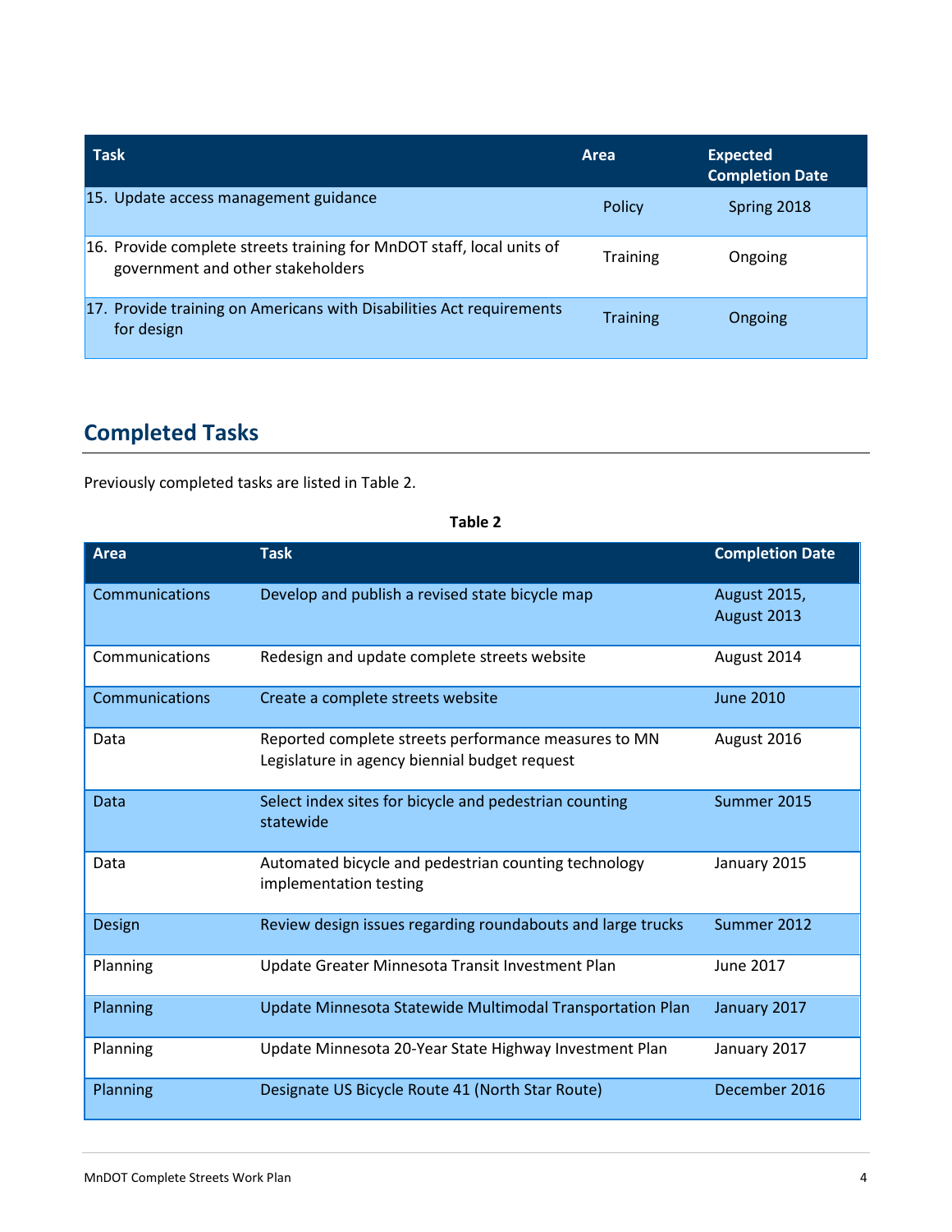| Task | Area | Expected Completion Date |
| --- | --- | --- |
| 15. Update access management guidance | Policy | Spring 2018 |
| 16. Provide complete streets training for MnDOT staff, local units of government and other stakeholders | Training | Ongoing |
| 17. Provide training on Americans with Disabilities Act requirements for design | Training | Ongoing |

## Completed Tasks

Previously completed tasks are listed in Table 2.

**Table 2**

| Area | Task | Completion Date |
| --- | --- | --- |
| Communications | Develop and publish a revised state bicycle map | August 2015, August 2013 |
| Communications | Redesign and update complete streets website | August 2014 |
| Communications | Create a complete streets website | June 2010 |
| Data | Reported complete streets performance measures to MN Legislature in agency biennial budget request | August 2016 |
| Data | Select index sites for bicycle and pedestrian counting statewide | Summer 2015 |
| Data | Automated bicycle and pedestrian counting technology implementation testing | January 2015 |
| Design | Review design issues regarding roundabouts and large trucks | Summer 2012 |
| Planning | Update Greater Minnesota Transit Investment Plan | June 2017 |
| Planning | Update Minnesota Statewide Multimodal Transportation Plan | January 2017 |
| Planning | Update Minnesota 20-Year State Highway Investment Plan | January 2017 |
| Planning | Designate US Bicycle Route 41 (North Star Route) | December 2016 |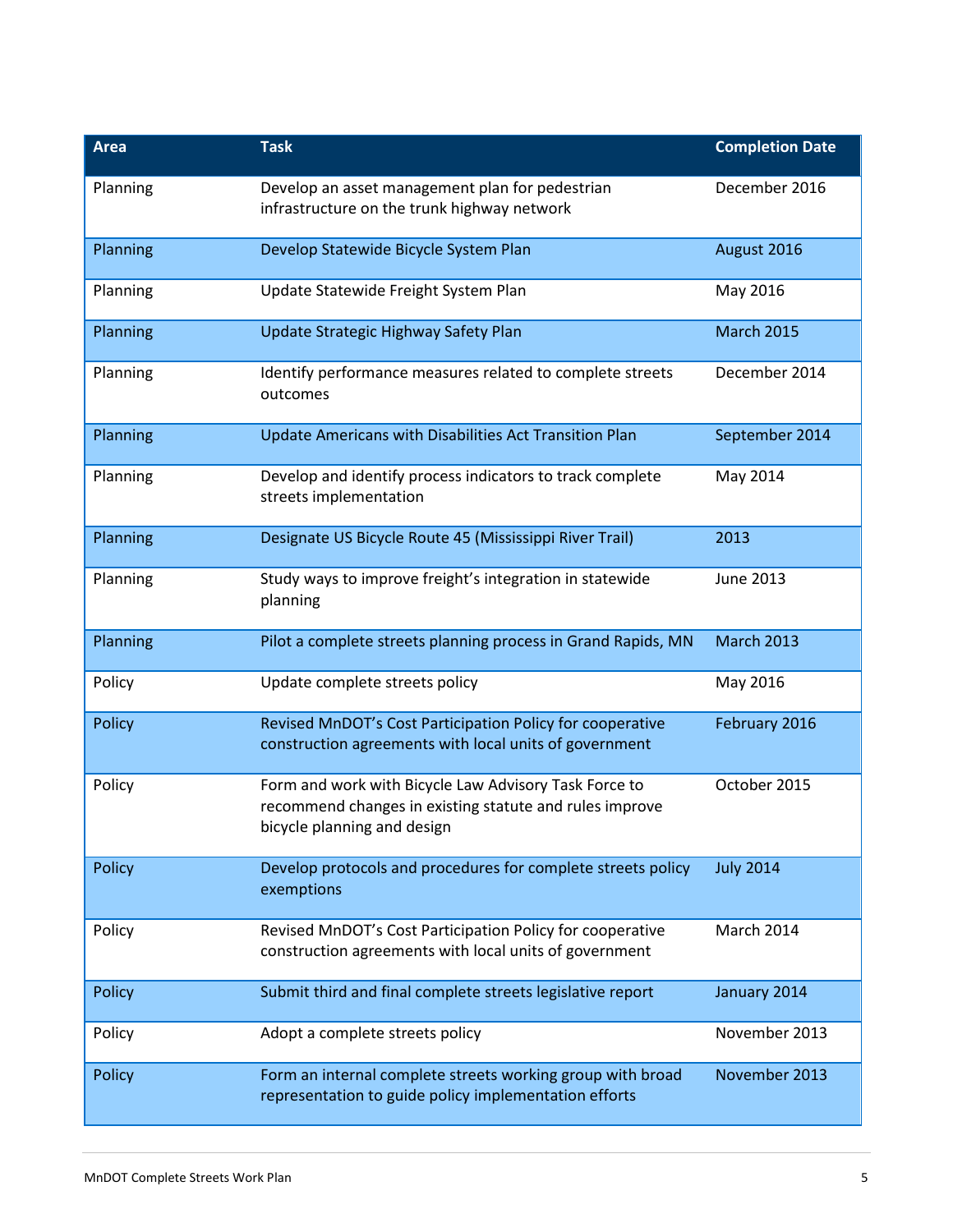| Area | Task | Completion Date |
| --- | --- | --- |
| Planning | Develop an asset management plan for pedestrian infrastructure on the trunk highway network | December 2016 |
| Planning | Develop Statewide Bicycle System Plan | August 2016 |
| Planning | Update Statewide Freight System Plan | May 2016 |
| Planning | Update Strategic Highway Safety Plan | March 2015 |
| Planning | Identify performance measures related to complete streets outcomes | December 2014 |
| Planning | Update Americans with Disabilities Act Transition Plan | September 2014 |
| Planning | Develop and identify process indicators to track complete streets implementation | May 2014 |
| Planning | Designate US Bicycle Route 45 (Mississippi River Trail) | 2013 |
| Planning | Study ways to improve freight's integration in statewide planning | June 2013 |
| Planning | Pilot a complete streets planning process in Grand Rapids, MN | March 2013 |
| Policy | Update complete streets policy | May 2016 |
| Policy | Revised MnDOT's Cost Participation Policy for cooperative construction agreements with local units of government | February 2016 |
| Policy | Form and work with Bicycle Law Advisory Task Force to recommend changes in existing statute and rules improve bicycle planning and design | October 2015 |
| Policy | Develop protocols and procedures for complete streets policy exemptions | July 2014 |
| Policy | Revised MnDOT's Cost Participation Policy for cooperative construction agreements with local units of government | March 2014 |
| Policy | Submit third and final complete streets legislative report | January 2014 |
| Policy | Adopt a complete streets policy | November 2013 |
| Policy | Form an internal complete streets working group with broad representation to guide policy implementation efforts | November 2013 |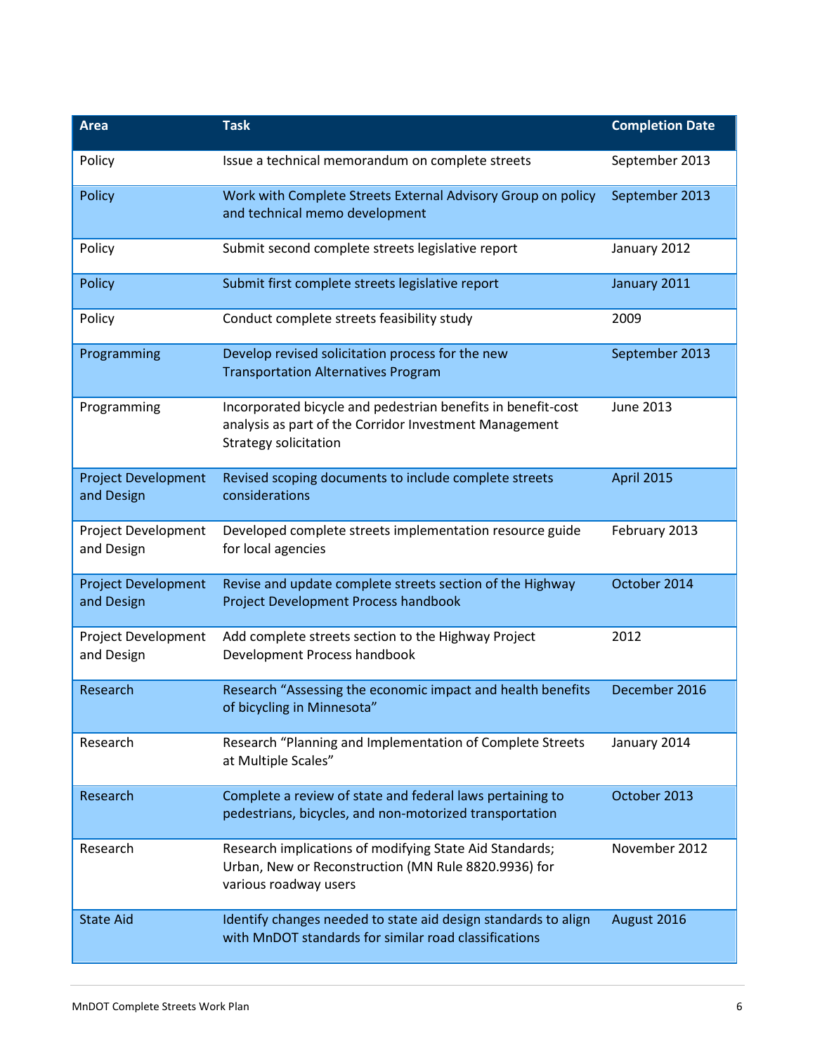| Area | Task | Completion Date |
| --- | --- | --- |
| Policy | Issue a technical memorandum on complete streets | September 2013 |
| Policy | Work with Complete Streets External Advisory Group on policy and technical memo development | September 2013 |
| Policy | Submit second complete streets legislative report | January 2012 |
| Policy | Submit first complete streets legislative report | January 2011 |
| Policy | Conduct complete streets feasibility study | 2009 |
| Programming | Develop revised solicitation process for the new Transportation Alternatives Program | September 2013 |
| Programming | Incorporated bicycle and pedestrian benefits in benefit-cost analysis as part of the Corridor Investment Management Strategy solicitation | June 2013 |
| Project Development and Design | Revised scoping documents to include complete streets considerations | April 2015 |
| Project Development and Design | Developed complete streets implementation resource guide for local agencies | February 2013 |
| Project Development and Design | Revise and update complete streets section of the Highway Project Development Process handbook | October 2014 |
| Project Development and Design | Add complete streets section to the Highway Project Development Process handbook | 2012 |
| Research | Research "Assessing the economic impact and health benefits of bicycling in Minnesota" | December 2016 |
| Research | Research "Planning and Implementation of Complete Streets at Multiple Scales" | January 2014 |
| Research | Complete a review of state and federal laws pertaining to pedestrians, bicycles, and non-motorized transportation | October 2013 |
| Research | Research implications of modifying State Aid Standards; Urban, New or Reconstruction (MN Rule 8820.9936) for various roadway users | November 2012 |
| State Aid | Identify changes needed to state aid design standards to align with MnDOT standards for similar road classifications | August 2016 |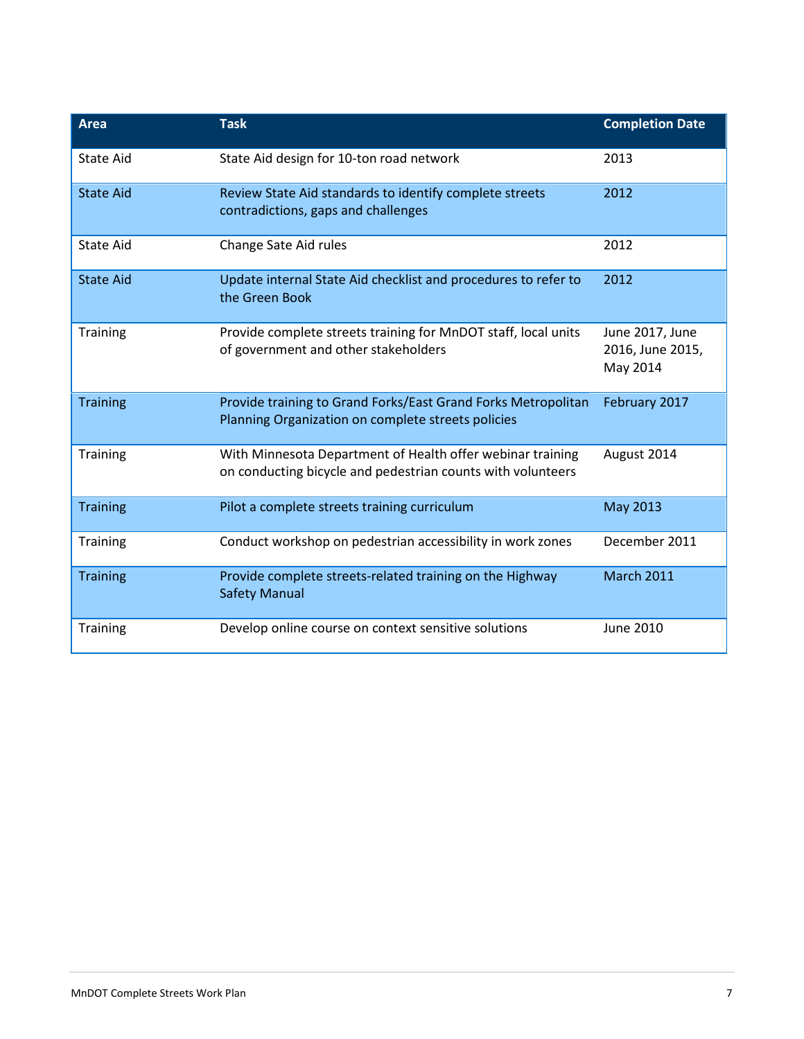| Area | Task | Completion Date |
|---|---|---|
| State Aid | State Aid design for 10-ton road network | 2013 |
| State Aid | Review State Aid standards to identify complete streets contradictions, gaps and challenges | 2012 |
| State Aid | Change Sate Aid rules | 2012 |
| State Aid | Update internal State Aid checklist and procedures to refer to the Green Book | 2012 |
| Training | Provide complete streets training for MnDOT staff, local units of government and other stakeholders | June 2017, June 2016, June 2015, May 2014 |
| Training | Provide training to Grand Forks/East Grand Forks Metropolitan Planning Organization on complete streets policies | February 2017 |
| Training | With Minnesota Department of Health offer webinar training on conducting bicycle and pedestrian counts with volunteers | August 2014 |
| Training | Pilot a complete streets training curriculum | May 2013 |
| Training | Conduct workshop on pedestrian accessibility in work zones | December 2011 |
| Training | Provide complete streets-related training on the Highway Safety Manual | March 2011 |
| Training | Develop online course on context sensitive solutions | June 2010 |